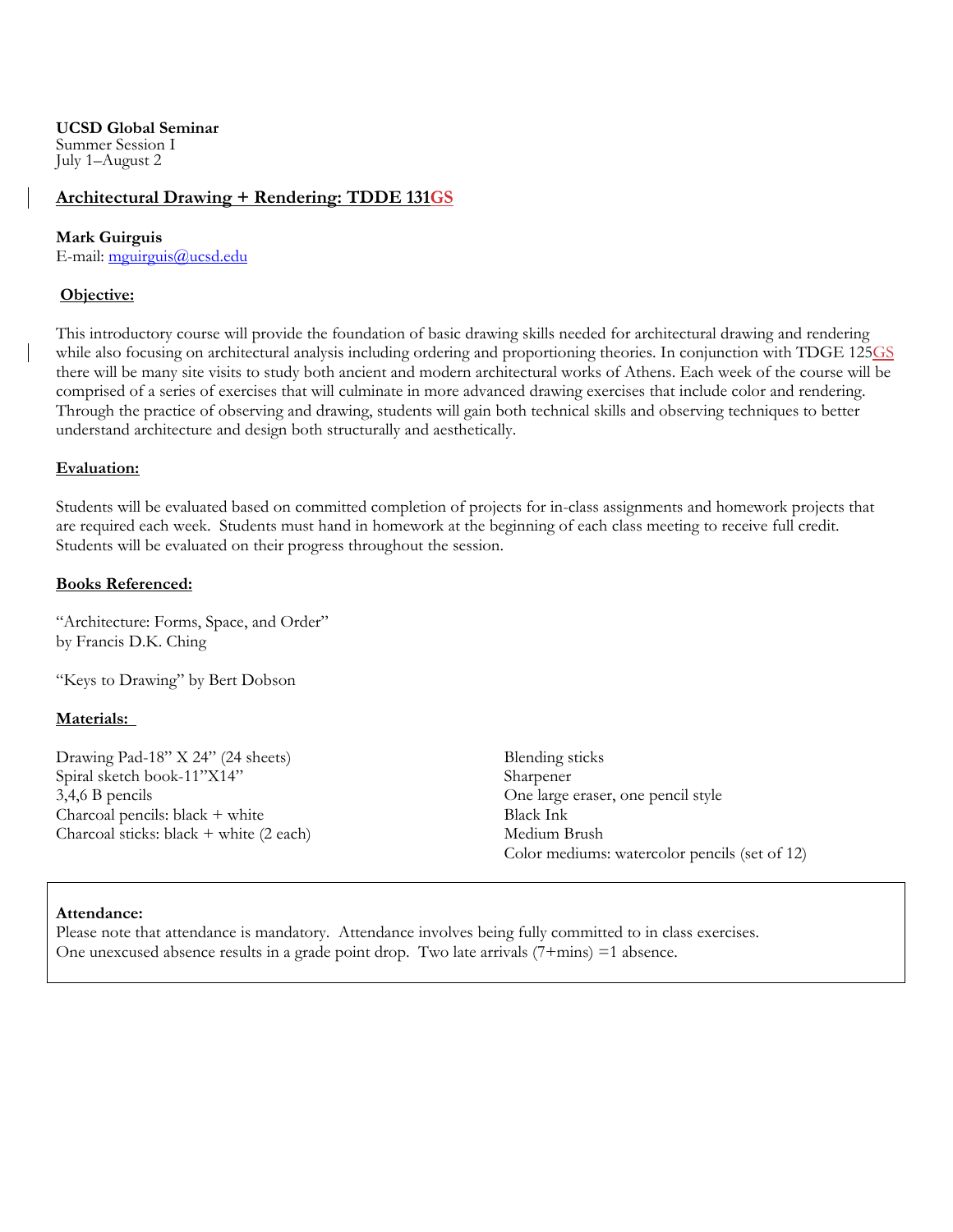**UCSD Global Seminar**
Summer Session I
July 1–August 2

## Architectural Drawing + Rendering: TDDE 131GS

**Mark Guirguis**
E-mail: mguirguis@ucsd.edu

### Objective:

This introductory course will provide the foundation of basic drawing skills needed for architectural drawing and rendering while also focusing on architectural analysis including ordering and proportioning theories. In conjunction with TDGE 125GS there will be many site visits to study both ancient and modern architectural works of Athens. Each week of the course will be comprised of a series of exercises that will culminate in more advanced drawing exercises that include color and rendering. Through the practice of observing and drawing, students will gain both technical skills and observing techniques to better understand architecture and design both structurally and aesthetically.

### Evaluation:

Students will be evaluated based on committed completion of projects for in-class assignments and homework projects that are required each week. Students must hand in homework at the beginning of each class meeting to receive full credit. Students will be evaluated on their progress throughout the session.

### Books Referenced:

"Architecture: Forms, Space, and Order"
by Francis D.K. Ching

"Keys to Drawing" by Bert Dobson

### Materials:

Drawing Pad-18" X 24" (24 sheets)
Spiral sketch book-11"X14"
3,4,6 B pencils
Charcoal pencils: black + white
Charcoal sticks: black + white (2 each)
Blending sticks
Sharpener
One large eraser, one pencil style
Black Ink
Medium Brush
Color mediums: watercolor pencils (set of 12)

**Attendance:**
Please note that attendance is mandatory. Attendance involves being fully committed to in class exercises.
One unexcused absence results in a grade point drop. Two late arrivals (7+mins) =1 absence.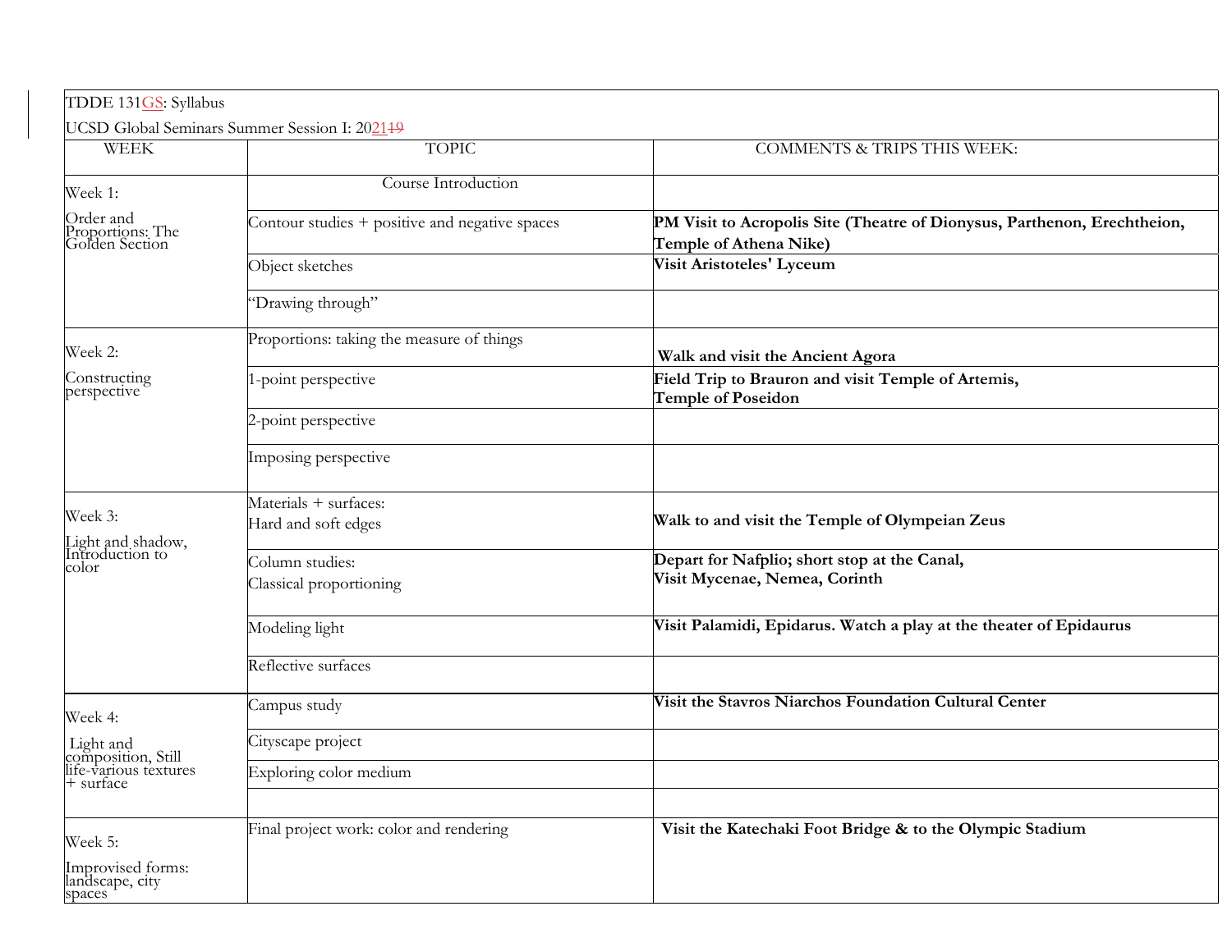TDDE 131GS: Syllabus

UCSD Global Seminars Summer Session I: 202119

| WEEK | TOPIC | COMMENTS & TRIPS THIS WEEK: |
|---|---|---|
| Week 1: Order and Proportions: The Golden Section | Course Introduction | |
| | Contour studies + positive and negative spaces | **PM Visit to Acropolis Site (Theatre of Dionysus, Parthenon, Erechtheion, Temple of Athena Nike)** |
| | Object sketches | **Visit Aristoteles' Lyceum** |
| | "Drawing through" | |
| Week 2: Constructing perspective | Proportions: taking the measure of things | **Walk and visit the Ancient Agora** |
| | 1-point perspective | **Field Trip to Brauron and visit Temple of Artemis, Temple of Poseidon** |
| | 2-point perspective | |
| | Imposing perspective | |
| Week 3: Light and shadow, Introduction to color | Materials + surfaces: Hard and soft edges | **Walk to and visit the Temple of Olympeian Zeus** |
| | Column studies: Classical proportioning | **Depart for Nafplio; short stop at the Canal, Visit Mycenae, Nemea, Corinth** |
| | Modeling light | **Visit Palamidi, Epidarus. Watch a play at the theater of Epidaurus** |
| | Reflective surfaces | |
| Week 4: Light and composition, Still life-various textures + surface | Campus study | **Visit the Stavros Niarchos Foundation Cultural Center** |
| | Cityscape project | |
| | Exploring color medium | |
| | | |
| Week 5: Improvised forms: landscape, city spaces | Final project work: color and rendering | **Visit the Katechaki Foot Bridge & to the Olympic Stadium** |